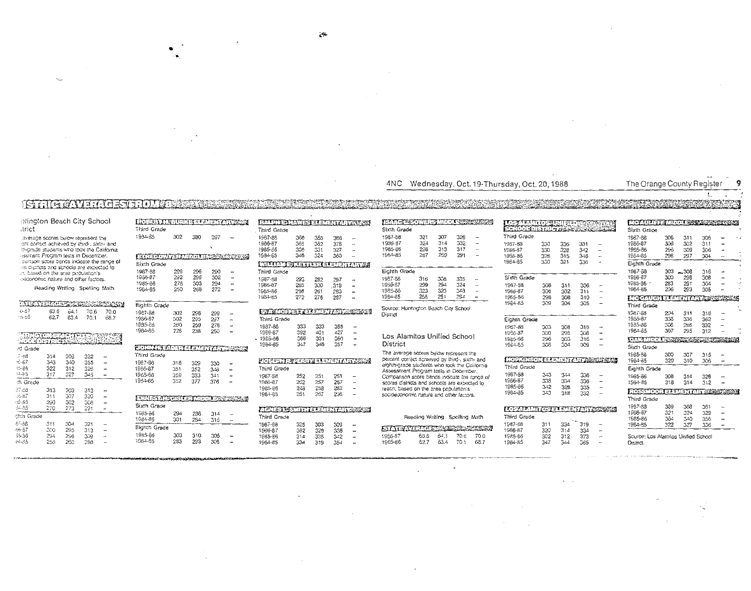# DISTRICT AVERAGES FROM 8

## Huntington Beach City School District

The average scores below represent the percent correct achieved by third-, sixth- and eighth-grade students who took the California Assessment Program tests in December. Comparison score bands indicate the range of scores districts and schools are expected to reach, based on the area population's socioeconomic nature and other factors.

### STATE AVERAGES

| | Reading | Writing | Spelling | Math |
|---|---|---|---|---|
| 1986-87 | 63.6 | 64.1 | 70.6 | 70.0 |
| 1985-86 | 62.7 | 63.4 | 70.1 | 68.7 |

### HUNTINGTON BEACH CITY SCHOOL DISTRICT

| Third Grade | | | | |
|---|---|---|---|---|
| 1987-88 | 314 | 309 | 322 | – |
| 1986-87 | 343 | 340 | 355 | – |
| 1985-86 | 322 | 312 | 326 | – |
| 1984-85 | 317 | 327 | 345 | – |
| **Sixth Grade** | | | | |
| 1987-88 | 313 | 303 | 313 | – |
| 1986-87 | 311 | 307 | 320 | – |
| 1985-86 | 290 | 302 | 306 | – |
| 1984-85 | 270 | 273 | 291 | – |
| **Eighth Grade** | | | | |
| 1987-88 | 311 | 304 | 321 | – |
| 1986-87 | 300 | 295 | 313 | – |
| 1985-86 | 294 | 296 | 309 | – |
| 1984-85 | 256 | 260 | 288 | – |

### ROBERT H. BURKE ELEMENTARY

| Third Grade | | | | |
|---|---|---|---|---|
| 1984-85 | 302 | 380 | 397 | – |

### ETHEL DWYER MIDDLE

| Sixth Grade | | | | |
|---|---|---|---|---|
| 1987-88 | 299 | 296 | 290 | – |
| 1986-87 | 292 | 295 | 302 | – |
| 1985-86 | 278 | 303 | 294 | – |
| 1984-85 | 250 | 268 | 272 | – |
| **Eighth Grade** | | | | |
| 1987-88 | 302 | 298 | 299 | – |
| 1986-87 | 302 | 295 | 297 | – |
| 1985-86 | 260 | 259 | 278 | – |
| 1984-85 | 228 | 238 | 250 | – |

### JOHN H. EADER ELEMENTARY

| Third Grade | | | | |
|---|---|---|---|---|
| 1987-88 | 318 | 329 | 330 | – |
| 1986-87 | 351 | 352 | 348 | – |
| 1985-86 | 359 | 333 | 341 | – |
| 1984-85 | 352 | 377 | 376 | – |

### ERNEST H. GISLER MIDDLE

| Sixth Grade | | | | |
|---|---|---|---|---|
| 1985-86 | 294 | 286 | 314 | – |
| 1984-85 | 301 | 294 | 315 | – |
| **Eighth Grade** | | | | |
| 1985-86 | 303 | 310 | 305 | – |
| 1984-85 | 283 | 223 | 305 | – |

### RALPH E. HAWES ELEMENTARY

| Third Grade | | | | |
|---|---|---|---|---|
| 1987-88 | 366 | 355 | 386 | – |
| 1986-87 | 365 | 352 | 378 | – |
| 1985-86 | 306 | 331 | 327 | – |
| 1984-85 | 348 | 324 | 360 | – |

### WILLIAM E. KETTLER ELEMENTARY

| Third Grade | | | | |
|---|---|---|---|---|
| 1987-88 | 293 | 292 | 297 | – |
| 1986-87 | 285 | 300 | 319 | – |
| 1985-86 | 296 | 261 | 283 | – |
| 1984-85 | 272 | 278 | 287 | – |

### S. A. MOFFETT ELEMENTARY

| Third Grade | | | | |
|---|---|---|---|---|
| 1987-88 | 333 | 333 | 355 | – |
| 1986-87 | 392 | 401 | 427 | – |
| 1985-86 | 366 | 331 | 360 | – |
| 1984-85 | 347 | 348 | 357 | – |

### JOSEPH R. PERRY ELEMENTARY

| Third Grade | | | | |
|---|---|---|---|---|
| 1987-88 | 252 | 251 | 261 | – |
| 1986-87 | 262 | 257 | 257 | – |
| 1985-86 | 248 | 258 | 282 | – |
| 1984-85 | 261 | 267 | 298 | – |

### AGNES L. SMITH ELEMENTARY

| Third Grade | | | | |
|---|---|---|---|---|
| 1987-88 | 325 | 303 | 309 | – |
| 1986-87 | 362 | 326 | 335 | – |
| 1985-86 | 314 | 335 | 342 | – |
| 1984-85 | 334 | 319 | 354 | – |

### ISAAC L. SOWERS MIDDLE

| Sixth Grade | | | | |
|---|---|---|---|---|
| 1987-88 | 321 | 307 | 326 | – |
| 1986-87 | 324 | 314 | 332 | – |
| 1985-86 | 298 | 313 | 317 | – |
| 1984-85 | 267 | 269 | 291 | – |
| **Eighth Grade** | | | | |
| 1987-88 | 316 | 308 | 325 | – |
| 1986-87 | 299 | 294 | 324 | – |
| 1985-86 | 323 | 323 | 349 | – |
| 1984-85 | 258 | 251 | 294 | – |

Source: Huntington Beach City School District

## Los Alamitos Unified School District

The average scores below represent the percent correct achieved by third-, sixth- and eighth-grade students who took the California Assessment Program tests in December. Comparison score bands indicate the range of scores districts and schools are expected to reach, based on the area population's socioeconomic nature and other factors.

### STATE AVERAGES

| | Reading | Writing | Spelling | Math |
|---|---|---|---|---|
| 1986-87 | 63.6 | 64.1 | 70.6 | 70.0 |
| 1985-86 | 62.7 | 63.4 | 70.1 | 68.7 |

### LOS ALAMITOS UNIFIED SCHOOL DISTRICT

| Third Grade | | | | |
|---|---|---|---|---|
| 1987-88 | 330 | 336 | 331 | – |
| 1986-87 | 330 | 328 | 342 | – |
| 1985-86 | 328 | 315 | 348 | – |
| 1984-85 | 330 | 321 | 336 | – |
| **Sixth Grade** | | | | |
| 1987-88 | 308 | 311 | 306 | – |
| 1986-87 | 306 | 302 | 311 | – |
| 1985-86 | 298 | 308 | 310 | – |
| 1984-85 | 309 | 304 | 305 | – |
| **Eighth Grade** | | | | |
| 1987-88 | 303 | 308 | 315 | – |
| 1986-87 | 300 | 298 | 308 | – |
| 1985-86 | 296 | 303 | 316 | – |
| 1984-85 | 308 | 304 | 309 | – |

### HOPKINSON ELEMENTARY

| Third Grade | | | | |
|---|---|---|---|---|
| 1987-88 | 343 | 344 | 336 | – |
| 1986-87 | 338 | 334 | 336 | – |
| 1985-86 | 342 | 328 | 335 | – |
| 1984-85 | 343 | 318 | 332 | – |

### LOS ALAMITOS ELEMENTARY

| Third Grade | | | | |
|---|---|---|---|---|
| 1987-88 | 311 | 334 | 319 | – |
| 1986-87 | 320 | 314 | 334 | – |
| 1985-86 | 302 | 312 | 373 | – |
| 1984-85 | 347 | 344 | 365 | – |

### MC AULIFFE MIDDLE

| Sixth Grade | | | | |
|---|---|---|---|---|
| 1987-88 | 308 | 311 | 306 | – |
| 1986-87 | 306 | 302 | 311 | – |
| 1985-86 | 296 | 309 | 306 | – |
| 1984-85 | 296 | 297 | 304 | – |
| **Eighth Grade** | | | | |
| 1987-88 | 303 | 308 | 316 | – |
| 1986-87 | 300 | 298 | 308 | – |
| 1985-86 | 283 | 291 | 304 | – |
| 1984-85 | 296 | 293 | 305 | – |

### MC GAUGH ELEMENTARY

| Third Grade | | | | |
|---|---|---|---|---|
| 1987-88 | 294 | 311 | 316 | – |
| 1986-87 | 338 | 336 | 362 | – |
| 1985-86 | 306 | 296 | 332 | – |
| 1984-85 | 307 | 295 | 312 | – |

### OAK MIDDLE

| Sixth Grade | | | | |
|---|---|---|---|---|
| 1985-86 | 300 | 307 | 315 | – |
| 1984-85 | 320 | 310 | 306 | – |
| **Eighth Grade** | | | | |
| 1985-86 | 308 | 314 | 326 | – |
| 1984-85 | 318 | 314 | 312 | – |

### ROSSMOOR ELEMENTARY

| Third Grade | | | | |
|---|---|---|---|---|
| 1987-88 | 339 | 368 | 361 | – |
| 1986-87 | 321 | 324 | 329 | – |
| 1985-86 | 364 | 340 | 356 | – |
| 1984-85 | 322 | 327 | 336 | – |

Source: Los Alamitos Unified School District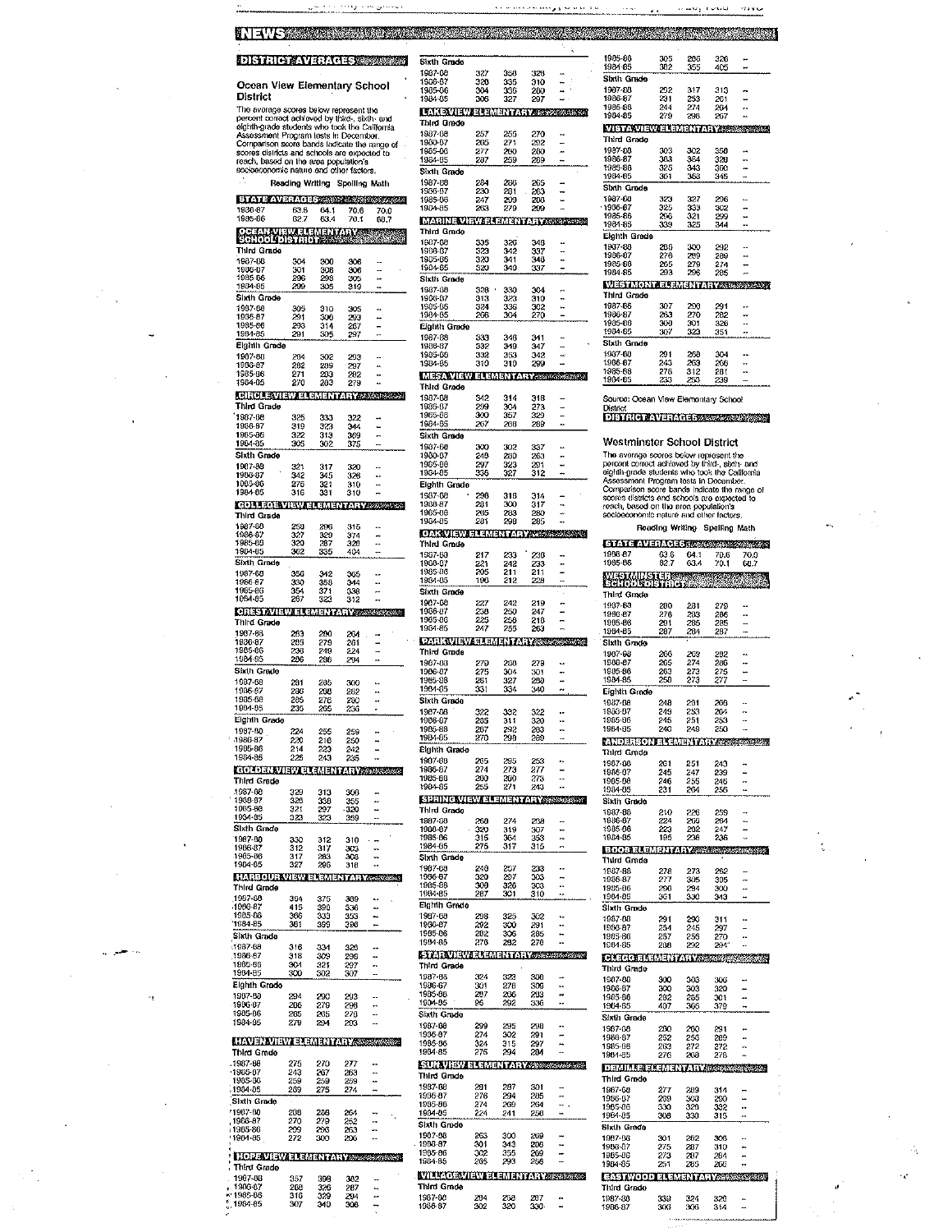# NEWS

## DISTRICT AVERAGES

### Ocean View Elementary School District

The average scores below represent the percent correct achieved by third-, sixth- and eighth-grade students who took the California Assessment Program tests in December. Comparison score bands indicate the range of scores districts and schools are expected to reach, based on the area population's socioeconomic nature and other factors.

#### STATE AVERAGES

| | Reading | Writing | Spelling | Math |
|---|---|---|---|---|
| 1986-87 | 63.6 | 64.1 | 70.6 | 70.0 |
| 1985-86 | 62.7 | 63.4 | 70.1 | 68.7 |

#### OCEAN VIEW ELEMENTARY SCHOOL DISTRICT

| | Reading | Writing | Spelling | Math |
|---|---|---|---|---|
| **Third Grade** | | | | |
| 1987-88 | 304 | 300 | 306 | -- |
| 1986-87 | 301 | 308 | 306 | -- |
| 1985-86 | 296 | 298 | 305 | -- |
| 1984-85 | 299 | 305 | 319 | -- |
| **Sixth Grade** | | | | |
| 1987-88 | 305 | 310 | 305 | -- |
| 1986-87 | 291 | 306 | 293 | -- |
| 1985-86 | 293 | 314 | 287 | -- |
| 1984-85 | 291 | 305 | 297 | -- |
| **Eighth Grade** | | | | |
| 1987-88 | 284 | 302 | 293 | -- |
| 1986-87 | 282 | 289 | 297 | -- |
| 1985-86 | 271 | 283 | 282 | -- |
| 1984-85 | 270 | 283 | 279 | -- |

#### CIRCLE VIEW ELEMENTARY

| | Reading | Writing | Spelling | Math |
|---|---|---|---|---|
| **Third Grade** | | | | |
| 1987-88 | 325 | 333 | 322 | -- |
| 1986-87 | 319 | 323 | 344 | -- |
| 1985-86 | 322 | 313 | 369 | -- |
| 1984-85 | 305 | 302 | 375 | -- |
| **Sixth Grade** | | | | |
| 1987-88 | 321 | 317 | 320 | -- |
| 1986-87 | 342 | 345 | 326 | -- |
| 1985-86 | 276 | 321 | 310 | -- |
| 1984-85 | 316 | 331 | 310 | -- |

#### COLLEGE VIEW ELEMENTARY

| | Reading | Writing | Spelling | Math |
|---|---|---|---|---|
| **Third Grade** | | | | |
| 1987-88 | 259 | 286 | 315 | -- |
| 1986-87 | 327 | 320 | 374 | -- |
| 1985-86 | 320 | 287 | 328 | -- |
| 1984-85 | 302 | 335 | 404 | -- |
| **Sixth Grade** | | | | |
| 1987-88 | 356 | 342 | 365 | -- |
| 1986-87 | 330 | 358 | 344 | -- |
| 1985-86 | 354 | 371 | 338 | -- |
| 1984-85 | 287 | 323 | 312 | -- |

#### CREST VIEW ELEMENTARY

| | Reading | Writing | Spelling | Math |
|---|---|---|---|---|
| **Third Grade** | | | | |
| 1987-88 | 263 | 290 | 264 | -- |
| 1986-87 | 269 | 275 | 261 | -- |
| 1985-86 | 236 | 249 | 224 | -- |
| 1984-85 | 296 | 286 | 294 | -- |
| **Sixth Grade** | | | | |
| 1987-88 | 291 | 285 | 300 | -- |
| 1986-87 | 230 | 290 | 282 | -- |
| 1985-86 | 265 | 276 | 290 | -- |
| 1984-85 | 235 | 265 | 236 | -- |
| **Eighth Grade** | | | | |
| 1987-88 | 224 | 255 | 259 | -- |
| 1986-87 | 220 | 216 | 250 | -- |
| 1985-86 | 214 | 223 | 242 | -- |
| 1984-85 | 225 | 243 | 235 | -- |

#### GOLDEN VIEW ELEMENTARY

| | Reading | Writing | Spelling | Math |
|---|---|---|---|---|
| **Third Grade** | | | | |
| 1987-88 | 329 | 313 | 306 | -- |
| 1986-87 | 326 | 338 | 355 | -- |
| 1985-86 | 321 | 297 | 320 | -- |
| 1984-85 | 323 | 323 | 359 | -- |
| **Sixth Grade** | | | | |
| 1987-88 | 330 | 312 | 310 | -- |
| 1986-87 | 312 | 317 | 303 | -- |
| 1985-86 | 317 | 283 | 308 | -- |
| 1984-85 | 327 | 296 | 318 | -- |

#### HARBOUR VIEW ELEMENTARY

| | Reading | Writing | Spelling | Math |
|---|---|---|---|---|
| **Third Grade** | | | | |
| 1987-88 | 394 | 375 | 389 | -- |
| 1986-87 | 415 | 390 | 336 | -- |
| 1985-86 | 366 | 333 | 353 | -- |
| 1984-85 | 361 | 399 | 396 | -- |
| **Sixth Grade** | | | | |
| 1987-88 | 316 | 334 | 326 | -- |
| 1986-87 | 316 | 309 | 296 | -- |
| 1985-86 | 304 | 321 | 297 | -- |
| 1984-85 | 300 | 302 | 307 | -- |
| **Eighth Grade** | | | | |
| 1987-88 | 294 | 290 | 293 | -- |
| 1986-87 | 286 | 279 | 298 | -- |
| 1985-86 | 265 | 265 | 270 | -- |
| 1984-85 | 279 | 294 | 293 | -- |

#### HAVEN VIEW ELEMENTARY

| | Reading | Writing | Spelling | Math |
|---|---|---|---|---|
| **Third Grade** | | | | |
| 1987-88 | 275 | 270 | 277 | -- |
| 1986-87 | 243 | 267 | 263 | -- |
| 1985-86 | 259 | 259 | 259 | -- |
| 1984-85 | 269 | 275 | 274 | -- |
| **Sixth Grade** | | | | |
| 1987-88 | 308 | 288 | 264 | -- |
| 1986-87 | 270 | 279 | 252 | -- |
| 1985-86 | 299 | 293 | 263 | -- |
| 1984-85 | 272 | 300 | 256 | -- |

#### HOPE VIEW ELEMENTARY

| | Reading | Writing | Spelling | Math |
|---|---|---|---|---|
| **Third Grade** | | | | |
| 1987-88 | 357 | 398 | 302 | -- |
| 1986-87 | 268 | 326 | 287 | -- |
| 1985-86 | 316 | 329 | 294 | -- |
| 1984-85 | 307 | 340 | 308 | -- |
| **Sixth Grade** | | | | |
| 1987-88 | 327 | 358 | 328 | -- |
| 1986-87 | 320 | 335 | 310 | -- |
| 1985-86 | 304 | 336 | 280 | -- |
| 1984-85 | 306 | 327 | 297 | -- |

#### LAKE VIEW ELEMENTARY

| | Reading | Writing | Spelling | Math |
|---|---|---|---|---|
| **Third Grade** | | | | |
| 1987-88 | 257 | 255 | 270 | -- |
| 1986-87 | 265 | 271 | 292 | -- |
| 1985-86 | 277 | 260 | 280 | -- |
| 1984-85 | 287 | 259 | 269 | -- |
| **Sixth Grade** | | | | |
| 1987-88 | 284 | 286 | 265 | -- |
| 1986-87 | 230 | 261 | 263 | -- |
| 1985-86 | 247 | 299 | 208 | -- |
| 1984-85 | 263 | 279 | 299 | -- |

#### MARINE VIEW ELEMENTARY

| | Reading | Writing | Spelling | Math |
|---|---|---|---|---|
| **Third Grade** | | | | |
| 1987-88 | 335 | 326 | 348 | -- |
| 1986-87 | 323 | 342 | 337 | -- |
| 1985-86 | 320 | 341 | 348 | -- |
| 1984-85 | 320 | 340 | 337 | -- |
| **Sixth Grade** | | | | |
| 1987-88 | 328 | 330 | 304 | -- |
| 1986-87 | 313 | 323 | 310 | -- |
| 1985-86 | 324 | 336 | 302 | -- |
| 1984-85 | 286 | 304 | 270 | -- |
| **Eighth Grade** | | | | |
| 1987-88 | 333 | 346 | 341 | -- |
| 1986-87 | 332 | 349 | 347 | -- |
| 1985-86 | 332 | 353 | 342 | -- |
| 1984-85 | 310 | 310 | 299 | -- |

#### MESA VIEW ELEMENTARY

| | Reading | Writing | Spelling | Math |
|---|---|---|---|---|
| **Third Grade** | | | | |
| 1987-88 | 342 | 314 | 318 | -- |
| 1986-87 | 299 | 304 | 273 | -- |
| 1985-86 | 300 | 357 | 329 | -- |
| 1984-85 | 267 | 268 | 289 | -- |
| **Sixth Grade** | | | | |
| 1987-88 | 300 | 302 | 337 | -- |
| 1986-87 | 248 | 260 | 263 | -- |
| 1985-86 | 297 | 323 | 291 | -- |
| 1984-85 | 336 | 327 | 312 | -- |
| **Eighth Grade** | | | | |
| 1987-88 | 296 | 318 | 314 | -- |
| 1986-87 | 281 | 300 | 317 | -- |
| 1985-86 | 265 | 283 | 280 | -- |
| 1984-85 | 281 | 298 | 285 | -- |

#### OAK VIEW ELEMENTARY

| | Reading | Writing | Spelling | Math |
|---|---|---|---|---|
| **Third Grade** | | | | |
| 1987-88 | 217 | 233 | 238 | -- |
| 1986-87 | 221 | 242 | 233 | -- |
| 1985-86 | 205 | 211 | 211 | -- |
| 1984-85 | 196 | 212 | 228 | -- |
| **Sixth Grade** | | | | |
| 1987-88 | 227 | 242 | 219 | -- |
| 1986-87 | 238 | 250 | 247 | -- |
| 1985-86 | 225 | 259 | 218 | -- |
| 1984-85 | 247 | 255 | 263 | -- |

#### PARK VIEW ELEMENTARY

| | Reading | Writing | Spelling | Math |
|---|---|---|---|---|
| **Third Grade** | | | | |
| 1987-88 | 279 | 288 | 279 | -- |
| 1986-87 | 275 | 304 | 301 | -- |
| 1985-86 | 261 | 327 | 290 | -- |
| 1984-85 | 331 | 334 | 340 | -- |
| **Sixth Grade** | | | | |
| 1987-88 | 322 | 332 | 322 | -- |
| 1986-87 | 285 | 311 | 320 | -- |
| 1985-86 | 267 | 292 | 263 | -- |
| 1984-85 | 270 | 299 | 289 | -- |
| **Eighth Grade** | | | | |
| 1987-88 | 265 | 255 | 253 | -- |
| 1986-87 | 274 | 273 | 277 | -- |
| 1985-86 | 260 | 260 | 273 | -- |
| 1984-85 | 255 | 271 | 243 | -- |

#### SPRING VIEW ELEMENTARY

| | Reading | Writing | Spelling | Math |
|---|---|---|---|---|
| **Third Grade** | | | | |
| 1987-88 | 260 | 274 | 258 | -- |
| 1986-87 | 320 | 319 | 307 | -- |
| 1985-86 | 315 | 364 | 353 | -- |
| 1984-85 | 275 | 317 | 315 | -- |
| **Sixth Grade** | | | | |
| 1987-88 | 248 | 257 | 233 | -- |
| 1986-87 | 320 | 297 | 303 | -- |
| 1985-86 | 309 | 326 | 303 | -- |
| 1984-85 | 287 | 301 | 310 | -- |
| **Eighth Grade** | | | | |
| 1987-88 | 298 | 325 | 302 | -- |
| 1986-87 | 292 | 300 | 291 | -- |
| 1985-86 | 282 | 306 | 285 | -- |
| 1984-85 | 278 | 292 | 278 | -- |

#### STAR VIEW ELEMENTARY

| | Reading | Writing | Spelling | Math |
|---|---|---|---|---|
| **Third Grade** | | | | |
| 1987-88 | 324 | 322 | 308 | -- |
| 1986-87 | 301 | 276 | 309 | -- |
| 1985-86 | 287 | 286 | 293 | -- |
| 1984-85 | 95 | 292 | 336 | -- |
| **Sixth Grade** | | | | |
| 1987-88 | 299 | 295 | 298 | -- |
| 1986-87 | 274 | 302 | 291 | -- |
| 1985-86 | 324 | 315 | 297 | -- |
| 1984-85 | 275 | 294 | 284 | -- |

#### SUN VIEW ELEMENTARY

| | Reading | Writing | Spelling | Math |
|---|---|---|---|---|
| **Third Grade** | | | | |
| 1987-88 | 281 | 287 | 301 | -- |
| 1986-87 | 276 | 294 | 285 | -- |
| 1985-86 | 274 | 269 | 264 | -- |
| 1984-85 | 224 | 241 | 256 | -- |
| **Sixth Grade** | | | | |
| 1987-88 | 263 | 300 | 269 | -- |
| 1986-87 | 301 | 343 | 286 | -- |
| 1985-86 | 302 | 355 | 269 | -- |
| 1984-85 | 265 | 293 | 256 | -- |

#### VILLAGE VIEW ELEMENTARY

| | Reading | Writing | Spelling | Math |
|---|---|---|---|---|
| **Third Grade** | | | | |
| 1987-88 | 294 | 258 | 287 | -- |
| 1986-87 | 302 | 320 | 330 | -- |
| 1985-86 | 305 | 286 | 326 | -- |
| 1984-85 | 302 | 355 | 405 | -- |
| **Sixth Grade** | | | | |
| 1987-88 | 292 | 317 | 313 | -- |
| 1986-87 | 231 | 253 | 261 | -- |
| 1985-86 | 244 | 274 | 264 | -- |
| 1984-85 | 279 | 298 | 267 | -- |

#### VISTA VIEW ELEMENTARY

| | Reading | Writing | Spelling | Math |
|---|---|---|---|---|
| **Third Grade** | | | | |
| 1987-88 | 303 | 302 | 358 | -- |
| 1986-87 | 303 | 364 | 329 | -- |
| 1985-86 | 325 | 343 | 360 | -- |
| 1984-85 | 361 | 363 | 345 | -- |
| **Sixth Grade** | | | | |
| 1987-88 | 323 | 327 | 296 | -- |
| 1986-87 | 325 | 339 | 302 | -- |
| 1985-86 | 296 | 321 | 299 | -- |
| 1984-85 | 339 | 325 | 344 | -- |
| **Eighth Grade** | | | | |
| 1987-88 | 286 | 300 | 292 | -- |
| 1986-87 | 276 | 289 | 289 | -- |
| 1985-86 | 265 | 279 | 274 | -- |
| 1984-85 | 293 | 296 | 285 | -- |

#### WESTMONT ELEMENTARY

| | Reading | Writing | Spelling | Math |
|---|---|---|---|---|
| **Third Grade** | | | | |
| 1987-88 | 307 | 290 | 291 | -- |
| 1986-87 | 263 | 270 | 282 | -- |
| 1985-86 | 309 | 301 | 326 | -- |
| 1984-85 | 307 | 323 | 351 | -- |
| **Sixth Grade** | | | | |
| 1987-88 | 291 | 288 | 304 | -- |
| 1986-87 | 243 | 263 | 266 | -- |
| 1985-86 | 278 | 312 | 281 | -- |
| 1984-85 | 233 | 253 | 239 | -- |

Source: Ocean View Elementary School District

## DISTRICT AVERAGES

### Westminster School District

The average scores below represent the percent correct achieved by third-, sixth- and eighth-grade students who took the California Assessment Program tests in December. Comparison score bands indicate the range of scores districts and schools are expected to reach, based on the area population's socioeconomic nature and other factors.

#### STATE AVERAGES

| | Reading | Writing | Spelling | Math |
|---|---|---|---|---|
| 1986-87 | 63.6 | 64.1 | 70.6 | 70.0 |
| 1985-86 | 62.7 | 63.4 | 70.1 | 68.7 |

#### WESTMINSTER SCHOOL DISTRICT

| | Reading | Writing | Spelling | Math |
|---|---|---|---|---|
| **Third Grade** | | | | |
| 1987-88 | 280 | 281 | 279 | -- |
| 1986-87 | 276 | 283 | 286 | -- |
| 1985-86 | 281 | 285 | 285 | -- |
| 1984-85 | 287 | 284 | 287 | -- |
| **Sixth Grade** | | | | |
| 1987-88 | 266 | 269 | 282 | -- |
| 1986-87 | 265 | 274 | 286 | -- |
| 1985-86 | 263 | 273 | 275 | -- |
| 1984-85 | 259 | 273 | 277 | -- |
| **Eighth Grade** | | | | |
| 1987-88 | 248 | 231 | 266 | -- |
| 1986-87 | 249 | 253 | 264 | -- |
| 1985-86 | 245 | 251 | 253 | -- |
| 1984-85 | 240 | 249 | 250 | -- |

#### ANDERSON ELEMENTARY

| | Reading | Writing | Spelling | Math |
|---|---|---|---|---|
| **Third Grade** | | | | |
| 1987-88 | 261 | 251 | 243 | -- |
| 1986-87 | 245 | 247 | 239 | -- |
| 1985-86 | 246 | 255 | 245 | -- |
| 1984-85 | 231 | 264 | 256 | -- |
| **Sixth Grade** | | | | |
| 1987-88 | 210 | 226 | 259 | -- |
| 1986-87 | 224 | 259 | 264 | -- |
| 1985-86 | 223 | 262 | 247 | -- |
| 1984-85 | 195 | 236 | 236 | -- |

#### BOOS ELEMENTARY

| | Reading | Writing | Spelling | Math |
|---|---|---|---|---|
| **Third Grade** | | | | |
| 1987-88 | 278 | 273 | 262 | -- |
| 1986-87 | 277 | 305 | 305 | -- |
| 1985-86 | 290 | 284 | 300 | -- |
| 1984-85 | 301 | 330 | 343 | -- |
| **Sixth Grade** | | | | |
| 1987-88 | 291 | 290 | 311 | -- |
| 1986-87 | 254 | 245 | 297 | -- |
| 1985-86 | 257 | 256 | 270 | -- |
| 1984-85 | 288 | 292 | 294 | -- |

#### CLEGG ELEMENTARY

| | Reading | Writing | Spelling | Math |
|---|---|---|---|---|
| **Third Grade** | | | | |
| 1987-88 | 300 | 303 | 305 | -- |
| 1986-87 | 300 | 303 | 320 | -- |
| 1985-86 | 282 | 285 | 301 | -- |
| 1984-85 | 407 | 365 | 379 | -- |
| **Sixth Grade** | | | | |
| 1987-88 | 280 | 260 | 291 | -- |
| 1986-87 | 252 | 255 | 289 | -- |
| 1985-86 | 263 | 272 | 272 | -- |
| 1984-85 | 276 | 268 | 276 | -- |

#### DEMILLE ELEMENTARY

| | Reading | Writing | Spelling | Math |
|---|---|---|---|---|
| **Third Grade** | | | | |
| 1987-88 | 277 | 289 | 314 | -- |
| 1986-87 | 269 | 308 | 290 | -- |
| 1985-86 | 330 | 320 | 332 | -- |
| 1984-85 | 308 | 330 | 315 | -- |
| **Sixth Grade** | | | | |
| 1987-88 | 301 | 262 | 306 | -- |
| 1986-87 | 275 | 287 | 310 | -- |
| 1985-86 | 273 | 287 | 264 | -- |
| 1984-85 | 251 | 265 | 266 | -- |

#### EASTWOOD ELEMENTARY

| | Reading | Writing | Spelling | Math |
|---|---|---|---|---|
| **Third Grade** | | | | |
| 1987-88 | 339 | 324 | 320 | -- |
| 1986-87 | 300 | 306 | 314 | -- |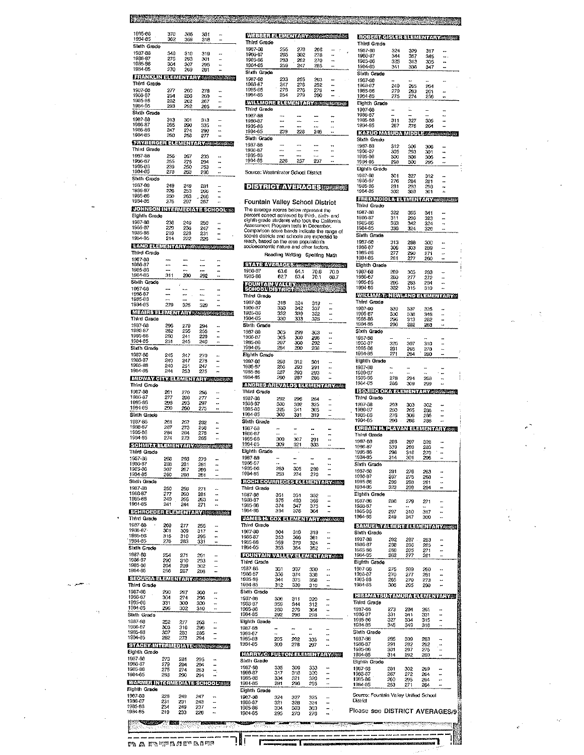| | | | | |
|---|---|---|---|---|
| 1985-86 | 370 | 306 | 331 | -- |
| 1984-85 | 362 | 369 | 318 | -- |

**Sixth Grade**

| | | | | |
|---|---|---|---|---|
| 1987-88 | 348 | 310 | 319 | -- |
| 1986-87 | 275 | 293 | 301 | -- |
| 1985-86 | 304 | 307 | 295 | -- |
| 1984-85 | 270 | 269 | 281 | -- |

## FRANKLIN ELEMENTARY

**Third Grade**

| | | | | |
|---|---|---|---|---|
| 1987-88 | 277 | 260 | 278 | -- |
| 1986-87 | 254 | 250 | 260 | -- |
| 1985-86 | 282 | 262 | 267 | -- |
| 1984-85 | 293 | 292 | 265 | -- |

**Sixth Grade**

| | | | | |
|---|---|---|---|---|
| 1987-88 | 313 | 301 | 313 | -- |
| 1986-87 | 265 | 290 | 335 | -- |
| 1985-86 | 247 | 274 | 290 | -- |
| 1984-85 | 260 | 258 | 277 | -- |

## FRYBERGER ELEMENTARY

**Third Grade**

| | | | | |
|---|---|---|---|---|
| 1987-88 | 256 | 267 | 233 | -- |
| 1986-87 | 255 | 275 | 294 | -- |
| 1985-86 | 239 | 250 | 253 | -- |
| 1984-85 | 278 | 269 | 280 | -- |

**Sixth Grade**

| | | | | |
|---|---|---|---|---|
| 1987-88 | 249 | 249 | 281 | -- |
| 1986-87 | 226 | 253 | 266 | -- |
| 1985-86 | 250 | 265 | 266 | -- |
| 1984-85 | 276 | 267 | 287 | -- |

## JOHNSON INTERMEDIATE SCHOOL

**Eighth Grade**

| | | | | |
|---|---|---|---|---|
| 1987-88 | 230 | 249 | 250 | -- |
| 1986-87 | 229 | 236 | 247 | -- |
| 1985-86 | 219 | 228 | 231 | -- |
| 1984-85 | 214 | 222 | 229 | -- |

## LAND ELEMENTARY

**Third Grade**

| | | | | |
|---|---|---|---|---|
| 1987-88 | -- | -- | -- | -- |
| 1986-87 | -- | -- | -- | -- |
| 1985-86 | -- | -- | -- | -- |
| 1984-85 | 311 | 290 | 292 | -- |

**Sixth Grade**

| | | | | |
|---|---|---|---|---|
| 1987-88 | -- | -- | -- | -- |
| 1986-87 | -- | -- | -- | -- |
| 1985-86 | -- | -- | -- | -- |
| 1984-85 | 279 | 325 | 329 | -- |

## MEAIRS ELEMENTARY

**Third Grade**

| | | | | |
|---|---|---|---|---|
| 1987-88 | 296 | 279 | 294 | -- |
| 1986-87 | 262 | 255 | 255 | -- |
| 1985-86 | 260 | 241 | 229 | -- |
| 1984-85 | 251 | 245 | 240 | -- |

**Sixth Grade**

| | | | | |
|---|---|---|---|---|
| 1987-88 | 245 | 247 | 270 | -- |
| 1986-87 | 240 | 247 | 278 | -- |
| 1985-86 | 240 | 251 | 247 | -- |
| 1984-85 | 244 | 253 | 275 | -- |

## MIDWAY CITY ELEMENTARY

**Third Grade**

| | | | | |
|---|---|---|---|---|
| 1987-88 | 261 | 270 | 256 | -- |
| 1986-87 | 277 | 266 | 277 | -- |
| 1985-86 | 293 | 293 | 297 | -- |
| 1984-85 | 290 | 260 | 275 | -- |

**Sixth Grade**

| | | | | |
|---|---|---|---|---|
| 1987-88 | 261 | 267 | 282 | -- |
| 1986-87 | 287 | 273 | 258 | -- |
| 1985-86 | 284 | 264 | 278 | -- |
| 1984-85 | 274 | 273 | 265 | -- |

## SCHMITT ELEMENTARY

**Third Grade**

| | | | | |
|---|---|---|---|---|
| 1987-88 | 268 | 260 | 270 | -- |
| 1986-87 | 288 | 281 | 281 | -- |
| 1985-86 | 307 | 267 | 269 | -- |
| 1984-85 | 260 | 260 | 261 | -- |

**Sixth Grade**

| | | | | |
|---|---|---|---|---|
| 1987-88 | 250 | 268 | 271 | -- |
| 1986-87 | 277 | 260 | 281 | -- |
| 1985-86 | 240 | 266 | 263 | -- |
| 1984-85 | 241 | 244 | 271 | -- |

## SCHROEDER ELEMENTARY

**Third Grade**

| | | | | |
|---|---|---|---|---|
| 1987-88 | 260 | 277 | 255 | -- |
| 1986-87 | 301 | 309 | 317 | -- |
| 1985-86 | 316 | 310 | 295 | -- |
| 1984-85 | 276 | 283 | 331 | -- |

**Sixth Grade**

| | | | | |
|---|---|---|---|---|
| 1987-88 | 254 | 271 | 261 | -- |
| 1986-87 | 290 | 310 | 293 | -- |
| 1985-86 | 264 | 289 | 302 | -- |
| 1984-85 | 256 | 267 | 288 | -- |

## SEQUOIA ELEMENTARY

**Third Grade**

| | | | | |
|---|---|---|---|---|
| 1987-88 | 290 | 267 | 300 | -- |
| 1986-87 | 304 | 274 | 296 | -- |
| 1985-86 | 331 | 300 | 300 | -- |
| 1984-85 | 296 | 302 | 310 | -- |

**Sixth Grade**

| | | | | |
|---|---|---|---|---|
| 1987-88 | 252 | 277 | 263 | -- |
| 1986-87 | 303 | 316 | 296 | -- |
| 1985-86 | 307 | 293 | 285 | -- |
| 1984-85 | 262 | 273 | 294 | -- |

## STACEY INTERMEDIATE

**Eighth Grade**

| | | | | |
|---|---|---|---|---|
| 1987-88 | 273 | 281 | 295 | -- |
| 1986-87 | 279 | 284 | 294 | -- |
| 1985-86 | 275 | 274 | 283 | -- |
| 1984-85 | 283 | 290 | 294 | -- |

## WARNER INTERMEDIATE SCHOOL

**Eighth Grade**

| | | | | |
|---|---|---|---|---|
| 1987-88 | 228 | 249 | 247 | -- |
| 1986-87 | 231 | 231 | 243 | -- |
| 1985-86 | 234 | 249 | 237 | -- |
| 1984-85 | 219 | 233 | 226 | -- |

## WEBBER ELEMENTARY

**Third Grade**

| | | | | |
|---|---|---|---|---|
| 1987-88 | 255 | 273 | 266 | -- |
| 1986-87 | 265 | 302 | 278 | -- |
| 1985-86 | 263 | 262 | 270 | -- |
| 1984-85 | 259 | 247 | 265 | -- |

**Sixth Grade**

| | | | | |
|---|---|---|---|---|
| 1987-88 | 233 | 255 | 263 | -- |
| 1986-87 | 247 | 276 | 262 | -- |
| 1985-86 | 270 | 276 | 279 | -- |
| 1984-85 | 254 | 279 | 290 | -- |

## WILLMORE ELEMENTARY

**Third Grade**

| | | | | |
|---|---|---|---|---|
| 1987-88 | -- | -- | -- | -- |
| 1986-87 | -- | -- | -- | -- |
| 1985-86 | -- | -- | -- | -- |
| 1984-85 | 239 | 228 | 246 | -- |

**Sixth Grade**

| | | | | |
|---|---|---|---|---|
| 1987-88 | -- | -- | -- | -- |
| 1986-87 | -- | -- | -- | -- |
| 1985-86 | -- | -- | -- | -- |
| 1984-85 | 226 | 257 | 237 | -- |

Source: Westminster School District

# DISTRICT AVERAGES

## Fountain Valley School District

The average scores below represent the percent correct achieved by third-, sixth- and eighth-grade students who took the California Assessment Program tests in December. Comparison score bands indicate the range of scores districts and schools are expected to reach, based on the area population's socioeconomic nature and other factors.

## STATE AVERAGES

| | Reading | Writing | Spelling | Math |
|---|---|---|---|---|
| 1986-87 | 63.6 | 64.1 | 70.6 | 70.0 |
| 1985-86 | 62.7 | 53.4 | 70.1 | 68.7 |

## FOUNTAIN VALLEY SCHOOL DISTRICT

**Third Grade**

| | | | | |
|---|---|---|---|---|
| 1987-88 | 318 | 324 | 319 | -- |
| 1986-87 | 330 | 342 | 337 | -- |
| 1985-86 | 332 | 339 | 322 | -- |
| 1984-85 | 330 | 333 | 325 | -- |

**Sixth Grade**

| | | | | |
|---|---|---|---|---|
| 1987-88 | 305 | 299 | 303 | -- |
| 1986-87 | 305 | 300 | 296 | -- |
| 1985-86 | 297 | 300 | 292 | -- |
| 1984-85 | 284 | 290 | 298 | -- |

**Eighth Grade**

| | | | | |
|---|---|---|---|---|
| 1987-88 | 298 | 312 | 301 | -- |
| 1986-87 | 286 | 293 | 291 | -- |
| 1985-86 | 287 | 293 | 293 | -- |
| 1984-85 | 290 | 287 | 286 | -- |

## ANDRES AREVALOS ELEMENTARY

**Third Grade**

| | | | | |
|---|---|---|---|---|
| 1987-88 | 292 | 296 | 264 | -- |
| 1986-87 | 300 | 302 | 325 | -- |
| 1985-86 | 325 | 341 | 305 | -- |
| 1984-85 | 300 | 331 | 319 | -- |

**Sixth Grade**

| | | | | |
|---|---|---|---|---|
| 1987-88 | -- | -- | -- | -- |
| 1986-87 | -- | -- | -- | -- |
| 1985-86 | 300 | 307 | 291 | -- |
| 1984-85 | 309 | 321 | 333 | -- |

**Eighth Grade**

| | | | | |
|---|---|---|---|---|
| 1987-88 | -- | -- | -- | -- |
| 1986-87 | -- | -- | -- | -- |
| 1985-86 | 263 | 305 | 290 | -- |
| 1984-85 | 253 | 274 | 270 | -- |

## ROCH COURREGES ELEMENTARY

**Third Grade**

| | | | | |
|---|---|---|---|---|
| 1987-88 | 351 | 351 | 352 | -- |
| 1986-87 | 376 | 403 | 369 | -- |
| 1985-86 | 374 | 347 | 375 | -- |
| 1984-85 | 304 | 376 | 304 | -- |

## JAMES H. COX ELEMENTARY

**Third Grade**

| | | | | |
|---|---|---|---|---|
| 1987-88 | 304 | 319 | 319 | -- |
| 1986-87 | 353 | 366 | 361 | -- |
| 1985-86 | 369 | 379 | 324 | -- |
| 1984-85 | 355 | 364 | 352 | -- |

## FOUNTAIN VALLEY ELEMENTARY

**Third Grade**

| | | | | |
|---|---|---|---|---|
| 1987-88 | 331 | 337 | 330 | -- |
| 1986-87 | 336 | 374 | 338 | -- |
| 1985-86 | 344 | 375 | 358 | -- |
| 1984-85 | 312 | 339 | 310 | -- |

**Sixth Grade**

| | | | | |
|---|---|---|---|---|
| 1987-88 | 306 | 311 | 320 | -- |
| 1986-87 | 359 | 344 | 312 | -- |
| 1985-86 | 280 | 279 | 304 | -- |
| 1984-85 | 292 | 296 | 288 | -- |

**Eighth Grade**

| | | | | |
|---|---|---|---|---|
| 1987-88 | -- | -- | -- | -- |
| 1986-87 | -- | -- | -- | -- |
| 1985-86 | 305 | 292 | 335 | -- |
| 1984-85 | 300 | 278 | 297 | -- |

## HARRY C. FULTON ELEMENTARY

**Sixth Grade**

| | | | | |
|---|---|---|---|---|
| 1987-88 | 335 | 309 | 333 | -- |
| 1986-87 | 317 | 318 | 330 | -- |
| 1985-86 | 334 | 321 | 320 | -- |
| 1984-85 | 281 | 298 | 295 | -- |

**Eighth Grade**

| | | | | |
|---|---|---|---|---|
| 1987-88 | 324 | 327 | 325 | -- |
| 1986-87 | 321 | 328 | 324 | -- |
| 1985-86 | 304 | 303 | 303 | -- |
| 1984-85 | 295 | 270 | 270 | -- |

## ROBERT GISLER ELEMENTARY

**Third Grade**

| | | | | |
|---|---|---|---|---|
| 1987-88 | 324 | 329 | 317 | -- |
| 1986-87 | 344 | 357 | 345 | -- |
| 1985-86 | 325 | 313 | 335 | -- |
| 1984-85 | 341 | 336 | 347 | -- |

**Sixth Grade**

| | | | | |
|---|---|---|---|---|
| 1987-88 | -- | -- | -- | -- |
| 1986-87 | 249 | 265 | 264 | -- |
| 1985-86 | 279 | 263 | 261 | -- |
| 1984-85 | 275 | 274 | 256 | -- |

**Eighth Grade**

| | | | | |
|---|---|---|---|---|
| 1987-88 | -- | -- | -- | -- |
| 1986-87 | -- | -- | -- | -- |
| 1985-86 | 311 | 327 | 305 | -- |
| 1984-85 | 267 | 276 | 264 | -- |

## KAZUO MASUDA MIDDLE

**Sixth Grade**

| | | | | |
|---|---|---|---|---|
| 1987-88 | 312 | 306 | 306 | -- |
| 1986-87 | 305 | 293 | 301 | -- |
| 1985-86 | 300 | 306 | 306 | -- |
| 1984-85 | 298 | 300 | 295 | -- |

**Eighth Grade**

| | | | | |
|---|---|---|---|---|
| 1987-88 | 301 | 327 | 312 | -- |
| 1986-87 | 276 | 284 | 281 | -- |
| 1985-86 | 281 | 293 | 293 | -- |
| 1984-85 | 302 | 303 | 301 | -- |

## FRED MOIOLA ELEMENTARY

**Third Grade**

| | | | | |
|---|---|---|---|---|
| 1987-88 | 322 | 355 | 341 | -- |
| 1986-87 | 311 | 290 | 323 | -- |
| 1985-86 | 303 | 342 | 324 | -- |
| 1984-85 | 338 | 324 | 326 | -- |

**Sixth Grade**

| | | | | |
|---|---|---|---|---|
| 1987-88 | 313 | 288 | 300 | -- |
| 1986-87 | 306 | 303 | 289 | -- |
| 1985-86 | 277 | 290 | 271 | -- |
| 1984-85 | 261 | 277 | 290 | -- |

**Eighth Grade**

| | | | | |
|---|---|---|---|---|
| 1987-88 | 289 | 305 | 293 | -- |
| 1986-87 | 280 | 277 | 272 | -- |
| 1985-86 | 290 | 283 | 294 | -- |
| 1984-85 | 322 | 315 | 310 | -- |

## WILLIAM T. NEWLAND ELEMENTARY

**Third Grade**

| | | | | |
|---|---|---|---|---|
| 1987-88 | 330 | 337 | 325 | -- |
| 1986-87 | 330 | 338 | 346 | -- |
| 1985-86 | 296 | 313 | 262 | -- |
| 1984-85 | 290 | 282 | 268 | -- |

**Sixth Grade**

| | | | | |
|---|---|---|---|---|
| 1987-88 | -- | -- | -- | -- |
| 1986-87 | 325 | 307 | 310 | -- |
| 1985-86 | 281 | 265 | 278 | -- |
| 1984-85 | 271 | 264 | 280 | -- |

**Eighth Grade**

| | | | | |
|---|---|---|---|---|
| 1987-88 | -- | -- | -- | -- |
| 1986-87 | -- | -- | -- | -- |
| 1985-86 | 278 | 294 | 268 | -- |
| 1984-85 | 286 | 309 | 299 | -- |

## ISOJIRO OKA ELEMENTARY

**Third Grade**

| | | | | |
|---|---|---|---|---|
| 1987-88 | 293 | 303 | 302 | -- |
| 1986-87 | 250 | 265 | 236 | -- |
| 1985-86 | 276 | 306 | 286 | -- |
| 1984-85 | 296 | 286 | 286 | -- |

## URBAIN H. PLAVAN ELEMENTARY

**Third Grade**

| | | | | |
|---|---|---|---|---|
| 1987-88 | 288 | 297 | 326 | -- |
| 1986-87 | 339 | 299 | 283 | -- |
| 1985-86 | 296 | 318 | 279 | -- |
| 1984-85 | 314 | 301 | 296 | -- |

**Sixth Grade**

| | | | | |
|---|---|---|---|---|
| 1987-88 | 281 | 276 | 263 | -- |
| 1986-87 | 267 | 275 | 268 | -- |
| 1985-86 | 299 | 289 | 281 | -- |
| 1984-85 | 322 | 299 | 294 | -- |

**Eighth Grade**

| | | | | |
|---|---|---|---|---|
| 1987-88 | 286 | 279 | 271 | -- |
| 1986-87 | -- | -- | -- | -- |
| 1985-86 | 297 | 310 | 317 | -- |
| 1984-85 | 249 | 247 | 300 | -- |

## SAMUEL TALBERT ELEMENTARY

**Sixth Grade**

| | | | | |
|---|---|---|---|---|
| 1987-88 | 292 | 287 | 283 | -- |
| 1986-87 | 288 | 286 | 265 | -- |
| 1985-86 | 280 | 295 | 271 | -- |
| 1984-85 | 262 | 277 | 261 | -- |

**Eighth Grade**

| | | | | |
|---|---|---|---|---|
| 1987-88 | 276 | 289 | 290 | -- |
| 1986-87 | 270 | 277 | 261 | -- |
| 1985-86 | 265 | 270 | 273 | -- |
| 1984-85 | 306 | 295 | 280 | -- |

## HISAMATSU TAMURA ELEMENTARY

**Third Grade**

| | | | | |
|---|---|---|---|---|
| 1987-88 | 273 | 284 | 261 | -- |
| 1986-87 | 331 | 341 | 331 | -- |
| 1985-86 | 327 | 334 | 315 | -- |
| 1984-85 | 345 | 349 | 318 | -- |

**Sixth Grade**

| | | | | |
|---|---|---|---|---|
| 1987-88 | 285 | 309 | 283 | -- |
| 1986-87 | 291 | 282 | 292 | -- |
| 1985-86 | 301 | 297 | 275 | -- |
| 1984-85 | 314 | 292 | 289 | -- |

**Eighth Grade**

| | | | | |
|---|---|---|---|---|
| 1987-88 | 281 | 302 | 269 | -- |
| 1986-87 | 267 | 272 | 264 | -- |
| 1985-86 | 260 | 295 | 264 | -- |
| 1984-85 | 253 | 271 | 264 | -- |

Source: Fountain Valley Unified School District

Please see DISTRICT AVERAGES/9